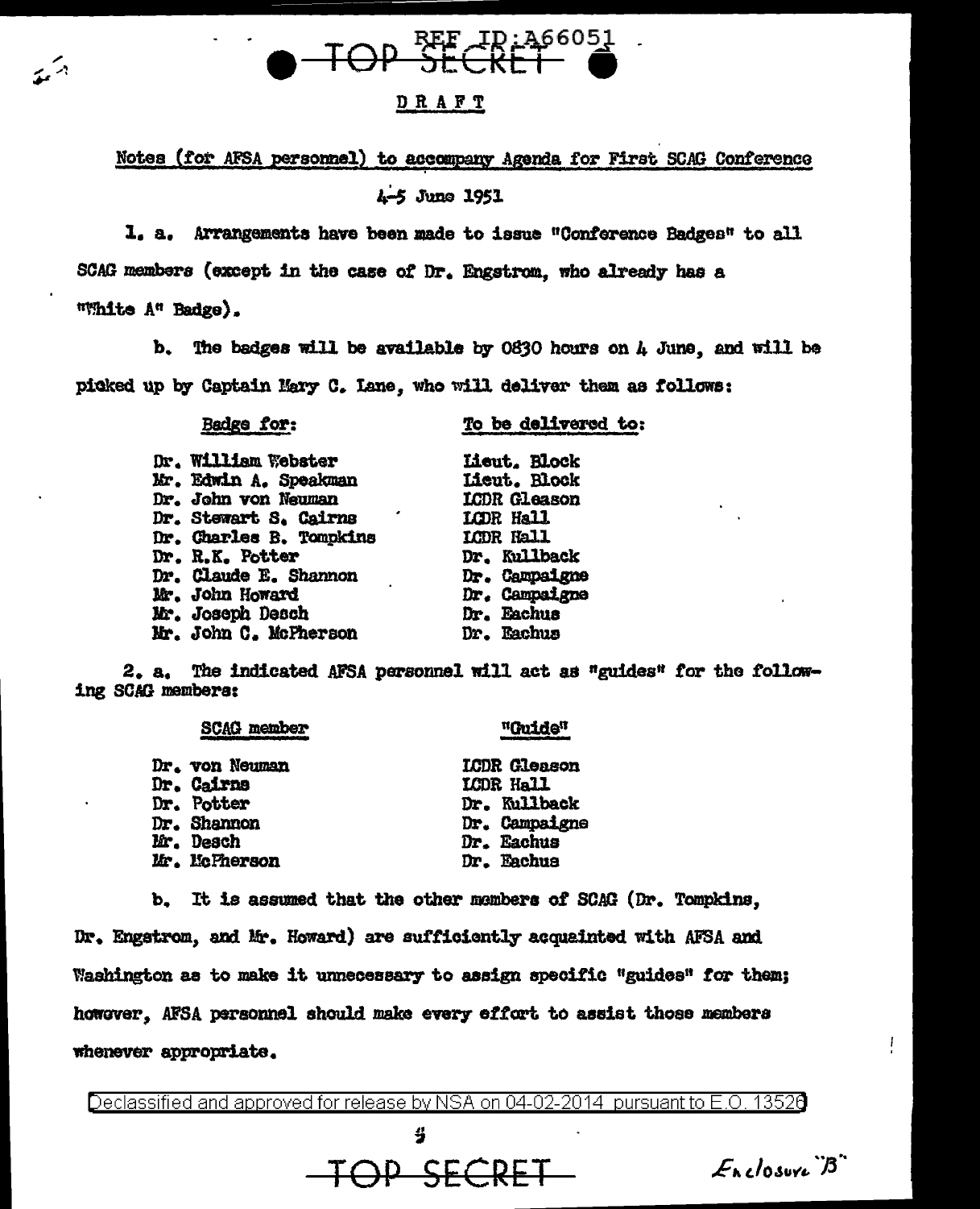REF ID:A66051

TOP SECRET

DRAFT

Notes (for AFSA personnel) to accompany Agenda for First SCAG Conference

4-5 June 1951

1. a. Arrangements have been made to issue "Conference Badges" to all SCAG members (except in the case of Dr. Engstrom, who already has a "White A" Badge).

b. The badges will be available by 0830 hours on 4 June, and will be picked up by Captain Mary C. Lane, who will deliver them as follows:

| Badge for: | To be delivered to: |
|---|---|
| Dr. William Webster | Lieut. Block |
| Mr. Edwin A. Speakman | Lieut. Block |
| Dr. John von Neuman | LCDR Gleason |
| Dr. Stewart S. Cairns | LCDR Hall |
| Dr. Charles B. Tompkins | LCDR Hall |
| Dr. R.K. Potter | Dr. Kullback |
| Dr. Claude E. Shannon | Dr. Campaigne |
| Mr. John Howard | Dr. Campaigne |
| Mr. Joseph Desch | Dr. Eachus |
| Mr. John C. McPherson | Dr. Eachus |

2. a. The indicated AFSA personnel will act as "guides" for the following SCAG members:

| SCAG member | "Guide" |
|---|---|
| Dr. von Neuman | LCDR Gleason |
| Dr. Cairns | LCDR Hall |
| Dr. Potter | Dr. Kullback |
| Dr. Shannon | Dr. Campaigne |
| Mr. Desch | Dr. Eachus |
| Mr. McPherson | Dr. Eachus |

b. It is assumed that the other members of SCAG (Dr. Tompkins, Dr. Engstrom, and Mr. Howard) are sufficiently acquainted with AFSA and Washington as to make it unnecessary to assign specific "guides" for them; however, AFSA personnel should make every effort to assist those members whenever appropriate.

Declassified and approved for release by NSA on 04-02-2014 pursuant to E.O. 13526

TOP SECRET

Enclosure "B"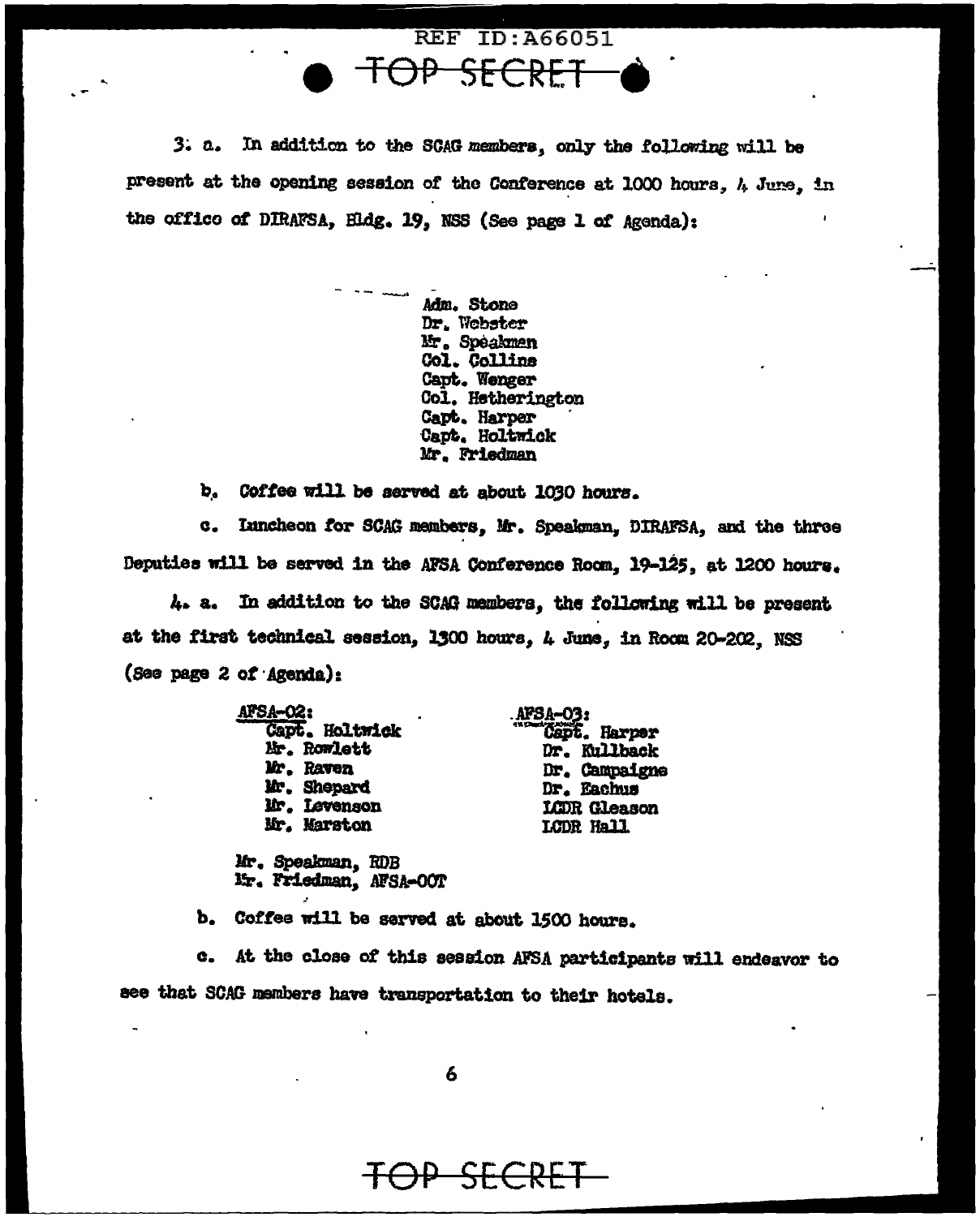3. a. In addition to the SCAG members, only the following will be present at the opening session of the Conference at 1000 hours, 4 June, in the office of DIRAFSA, Bldg. 19, NSS (See page 1 of Agenda):

Adm. Stone
Dr. Webster
Mr. Speakman
Col. Collins
Capt. Wenger
Col. Hetherington
Capt. Harper
Capt. Holtwick
Mr. Friedman

b. Coffee will be served at about 1030 hours.

c. Luncheon for SCAG members, Mr. Speakman, DIRAFSA, and the three Deputies will be served in the AFSA Conference Room, 19-125, at 1200 hours.

4. a. In addition to the SCAG members, the following will be present at the first technical session, 1300 hours, 4 June, in Room 20-202, NSS (See page 2 of Agenda):

AFSA-02:
Capt. Holtwick
Mr. Rowlett
Mr. Raven
Mr. Shepard
Mr. Levenson
Mr. Marston

AFSA-03:
Capt. Harper
Dr. Kullback
Dr. Campaigne
Dr. Eachus
LCDR Gleason
LCDR Hall

Mr. Speakman, RDB
Mr. Friedman, AFSA-OOT

b. Coffee will be served at about 1500 hours.

c. At the close of this session AFSA participants will endeavor to see that SCAG members have transportation to their hotels.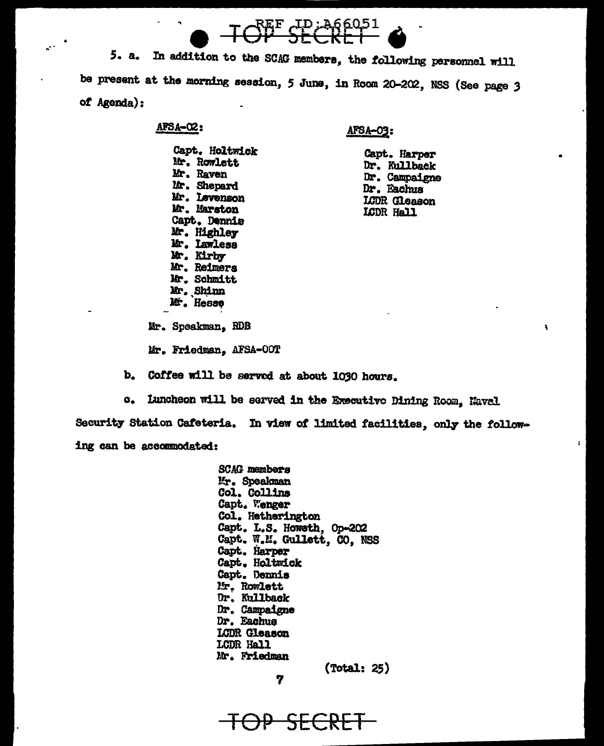5. a. In addition to the SCAG members, the following personnel will be present at the morning session, 5 June, in Room 20-202, NSS (See page 3 of Agenda):

AFSA-02:

Capt. Holtwick
Mr. Rowlett
Mr. Raven
Mr. Shepard
Mr. Levenson
Mr. Marston
Capt. Dennis
Mr. Highley
Mr. Lawless
Mr. Kirby
Mr. Reimers
Mr. Schmitt
Mr. Shinn
Mr. Hesse

AFSA-03:

Capt. Harper
Dr. Kullback
Dr. Campaigne
Dr. Eachus
LCDR Gleason
LCDR Hall

Mr. Speakman, RDB

Mr. Friedman, AFSA-OOT

b. Coffee will be served at about 1030 hours.

c. Luncheon will be served in the Executive Dining Room, Naval Security Station Cafeteria. In view of limited facilities, only the following can be accommodated:

SCAG members
Mr. Speakman
Col. Collins
Capt. Wenger
Col. Hetherington
Capt. L.S. Howeth, Op-202
Capt. W.M. Gullett, CO, NSS
Capt. Harper
Capt. Holtwick
Capt. Dennis
Mr. Rowlett
Dr. Kullback
Dr. Campaigne
Dr. Eachus
LCDR Gleason
LCDR Hall
Mr. Friedman

(Total: 25)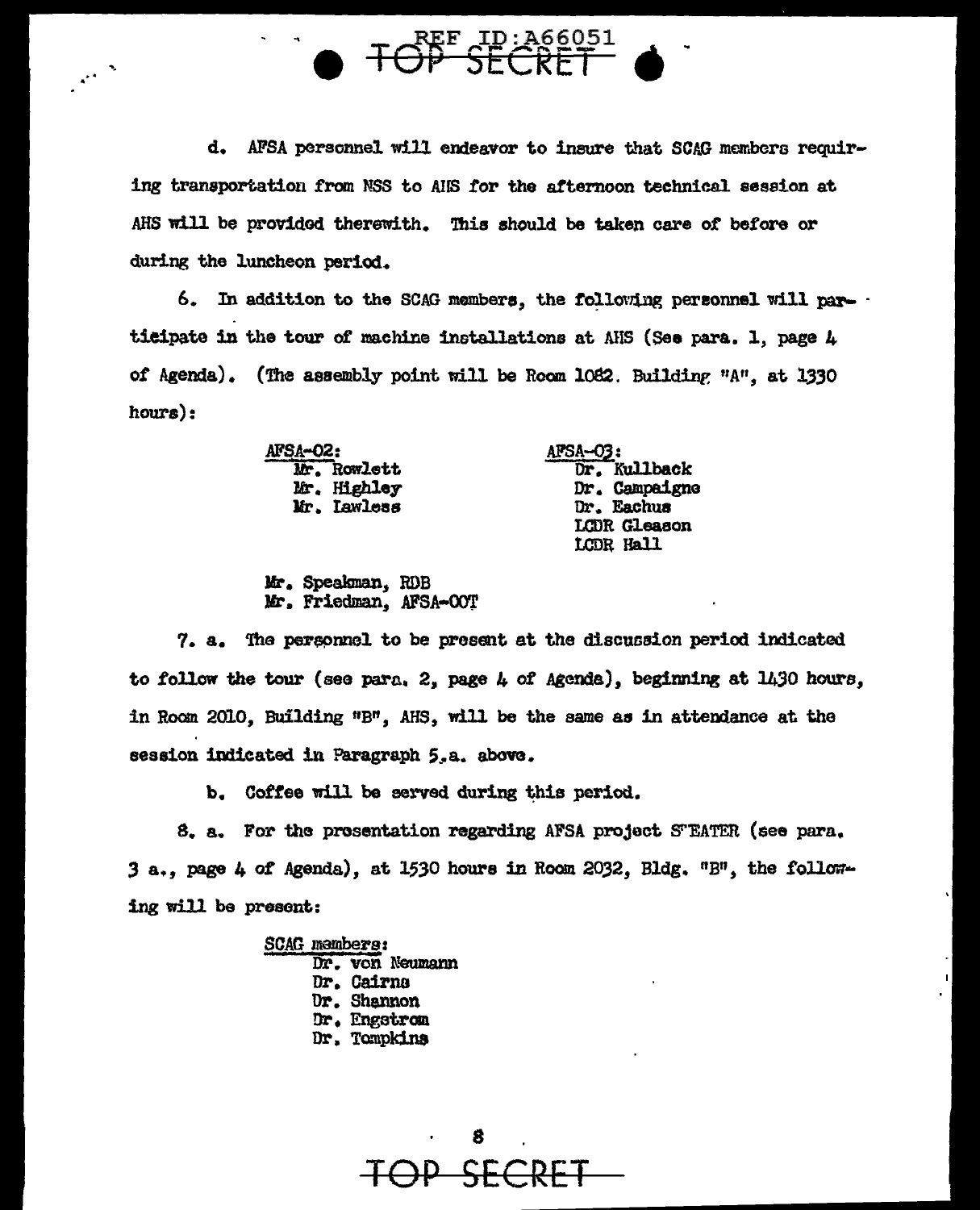d. AFSA personnel will endeavor to insure that SCAG members requiring transportation from NSS to AHS for the afternoon technical session at AHS will be provided therewith. This should be taken care of before or during the luncheon period.

6. In addition to the SCAG members, the following personnel will participate in the tour of machine installations at AHS (See para. 1, page 4 of Agenda). (The assembly point will be Room 1082. Building "A", at 1330 hours):

AFSA-02:
- Mr. Rowlett
- Mr. Highley
- Mr. Lawless

AFSA-03:
- Dr. Kullback
- Dr. Campaigne
- Dr. Eachus
- LCDR Gleason
- LCDR Hall

Mr. Speakman, RDB
Mr. Friedman, AFSA-OOT

7. a. The personnel to be present at the discussion period indicated to follow the tour (see para. 2, page 4 of Agenda), beginning at 1430 hours, in Room 2010, Building "B", AHS, will be the same as in attendance at the session indicated in Paragraph 5.a. above.

b. Coffee will be served during this period.

8. a. For the presentation regarding AFSA project SWEATER (see para. 3 a., page 4 of Agenda), at 1530 hours in Room 2032, Bldg. "B", the following will be present:

SCAG members:
- Dr. von Neumann
- Dr. Cairns
- Dr. Shannon
- Dr. Engstrom
- Dr. Tompkins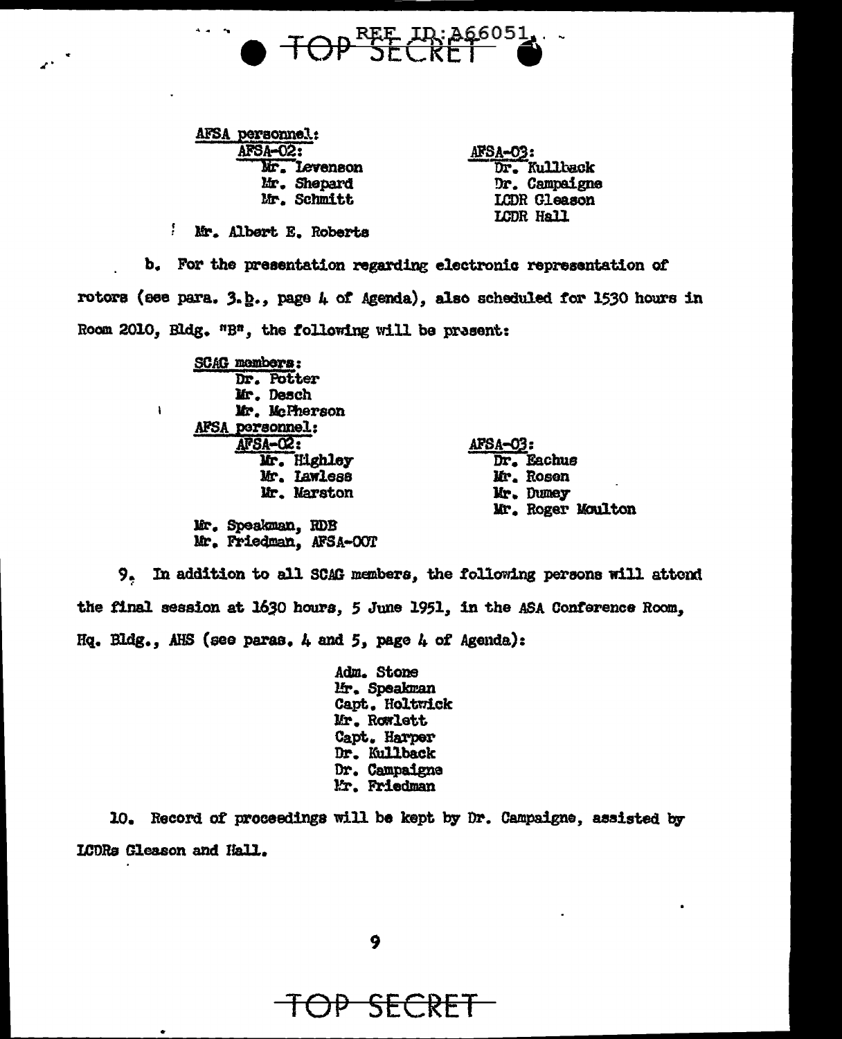TOP SECRET REF ID:A66051

AFSA personnel:

AFSA-02:
- Mr. Levenson
- Mr. Shepard
- Mr. Schmitt

AFSA-03:
- Dr. Kullback
- Dr. Campaigne
- LCDR Gleason
- LCDR Hall

Mr. Albert E. Roberts

b. For the presentation regarding electronic representation of rotors (see para. 3.b., page 4 of Agenda), also scheduled for 1530 hours in Room 2010, Bldg. "B", the following will be present:

SCAG members:
- Dr. Potter
- Mr. Desch
- Mr. McPherson

AFSA personnel:

AFSA-02:
- Mr. Highley
- Mr. Lawless
- Mr. Marston

AFSA-03:
- Dr. Eachus
- Mr. Rosen
- Mr. Dumey
- Mr. Roger Moulton

Mr. Speakman, RDB
Mr. Friedman, AFSA-OOT

9. In addition to all SCAG members, the following persons will attend the final session at 1630 hours, 5 June 1951, in the ASA Conference Room, Hq. Bldg., AHS (see paras. 4 and 5, page 4 of Agenda):

- Adm. Stone
- Mr. Speakman
- Capt. Holtwick
- Mr. Rowlett
- Capt. Harper
- Dr. Kullback
- Dr. Campaigne
- Mr. Friedman

10. Record of proceedings will be kept by Dr. Campaigne, assisted by LCDRs Gleason and Hall.

TOP SECRET